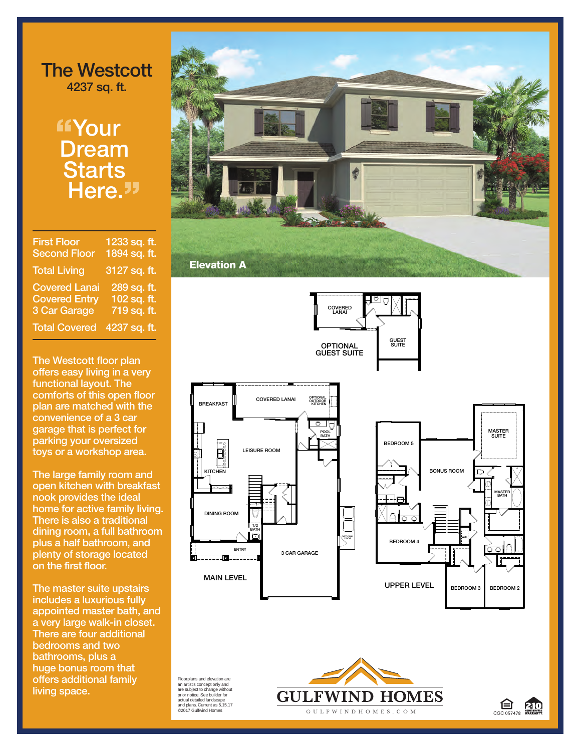# The Westcott

4237 sq. ft.

## "Your Dream Starts Here."

| | |
|---|---|
| First Floor | 1233 sq. ft. |
| Second Floor | 1894 sq. ft. |
| Total Living | 3127 sq. ft. |
| Covered Lanai | 289 sq. ft. |
| Covered Entry | 102 sq. ft. |
| 3 Car Garage | 719 sq. ft. |
| Total Covered | 4237 sq. ft. |

The Westcott floor plan offers easy living in a very functional layout. The comforts of this open floor plan are matched with the convenience of a 3 car garage that is perfect for parking your oversized toys or a workshop area.

The large family room and open kitchen with breakfast nook provides the ideal home for active family living. There is also a traditional dining room, a full bathroom plus a half bathroom, and plenty of storage located on the first floor.

The master suite upstairs includes a luxurious fully appointed master bath, and a very large walk-in closet. There are four additional bedrooms and two bathrooms, plus a huge bonus room that offers additional family living space.

**Elevation A**

OPTIONAL GUEST SUITE: COVERED LANAI, GUEST SUITE

MAIN LEVEL: BREAKFAST, COVERED LANAI, OPTIONAL OUTDOOR KITCHEN, POOL BATH, LEISURE ROOM, KITCHEN, DINING ROOM, 1/2 BATH, ENTRY, 3 CAR GARAGE, OPTIONAL DOOR

UPPER LEVEL: BEDROOM 5, BONUS ROOM, MASTER SUITE, MASTER BATH, BEDROOM 4, A/H, BEDROOM 3, BEDROOM 2

Floorplans and elevation are an artist's concept only and are subject to change without prior notice. See builder for actual detailed landscape and plans. Current as 5.15.17 ©2017 Gulfwind Homes

GULFWIND HOMES
GULFWINDHOMES.COM

CGC 057478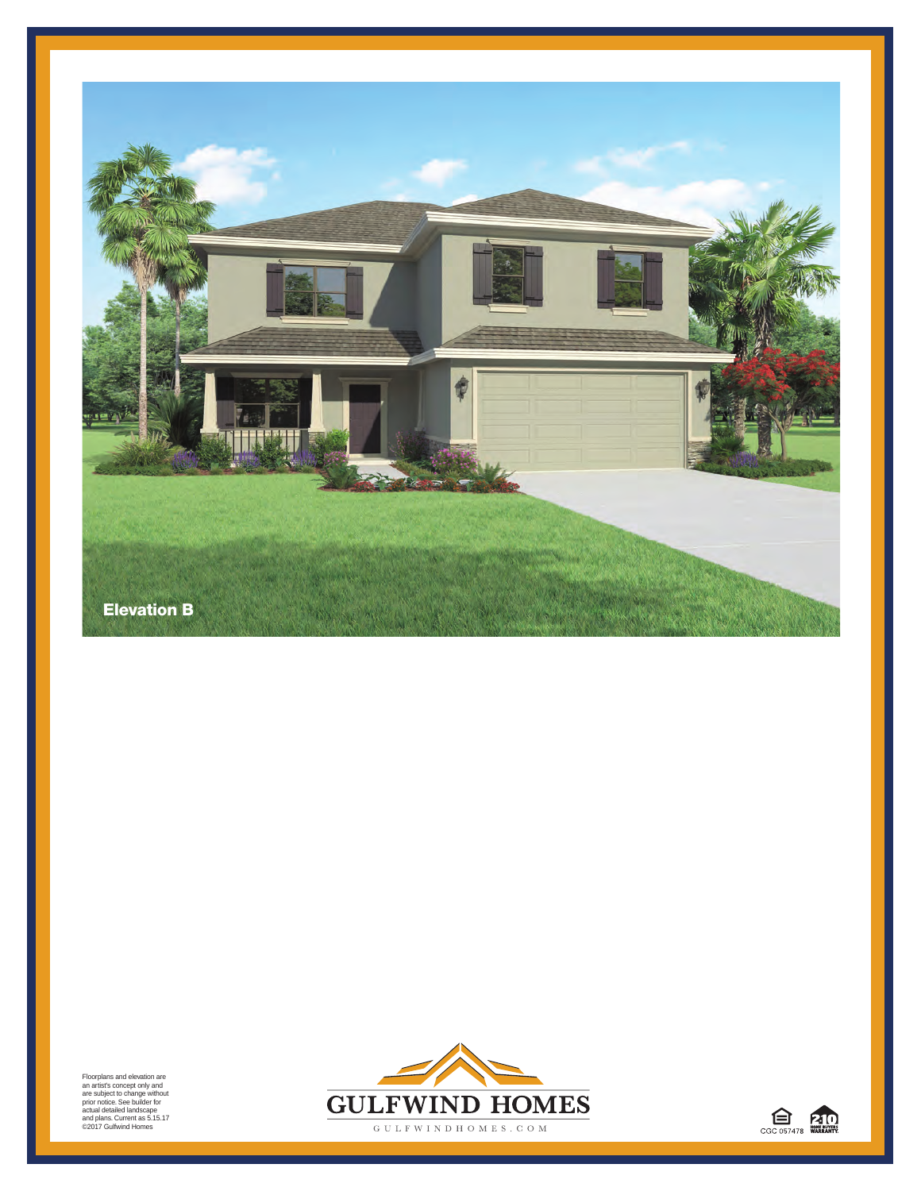Elevation B

Floorplans and elevation are an artist's concept only and are subject to change without prior notice. See builder for actual detailed landscape and plans. Current as 5.15.17 ©2017 Gulfwind Homes

GULFWIND HOMES

GULFWINDHOMES.COM

CGC 057478